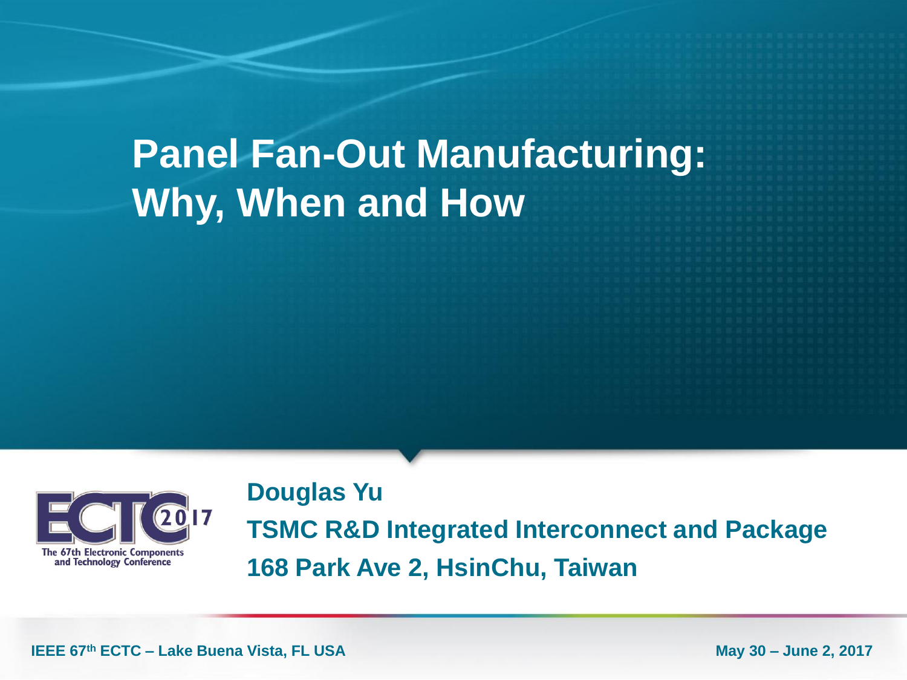# Panel Fan-Out Manufacturing: Why, When and How

**Douglas Yu**

**TSMC R&D Integrated Interconnect and Package**

**168 Park Ave 2, HsinChu, Taiwan**

The 67th Electronic Components and Technology Conference

**IEEE 67th ECTC – Lake Buena Vista, FL USA**

**May 30 – June 2, 2017**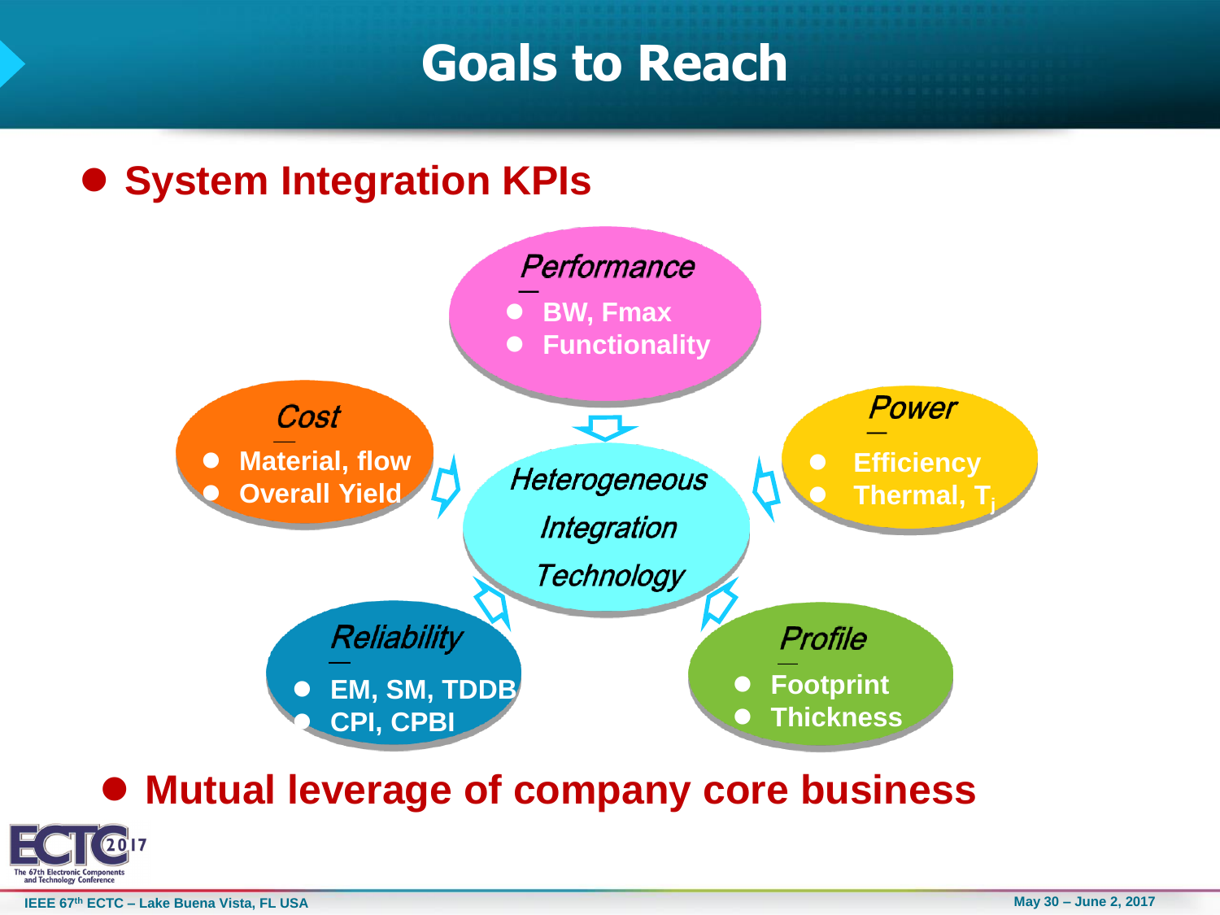# Goals to Reach

- **System Integration KPIs**

***Heterogeneous Integration Technology***

***Performance***
- BW, Fmax
- Functionality

***Power***
- Efficiency
- Thermal, $T_j$

***Profile***
- Footprint
- Thickness

***Reliability***
- EM, SM, TDDB
- CPI, CPBI

***Cost***
- Material, flow
- Overall Yield

- **Mutual leverage of company core business**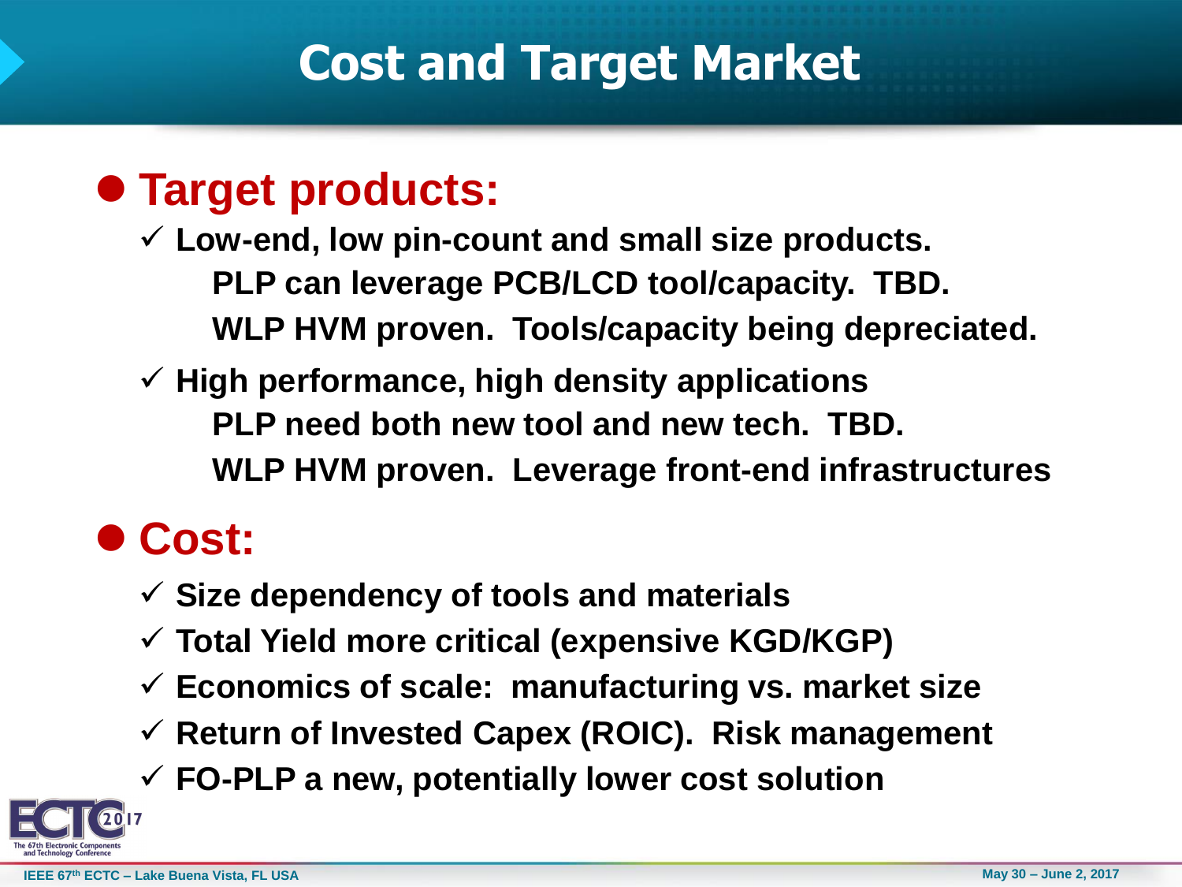# Cost and Target Market

- **Target products:**
  - ✓ **Low-end, low pin-count and small size products.**
    - **PLP can leverage PCB/LCD tool/capacity. TBD.**
    - **WLP HVM proven. Tools/capacity being depreciated.**
  - ✓ **High performance, high density applications**
    - **PLP need both new tool and new tech. TBD.**
    - **WLP HVM proven. Leverage front-end infrastructures**

- **Cost:**
  - ✓ **Size dependency of tools and materials**
  - ✓ **Total Yield more critical (expensive KGD/KGP)**
  - ✓ **Economics of scale: manufacturing vs. market size**
  - ✓ **Return of Invested Capex (ROIC). Risk management**
  - ✓ **FO-PLP a new, potentially lower cost solution**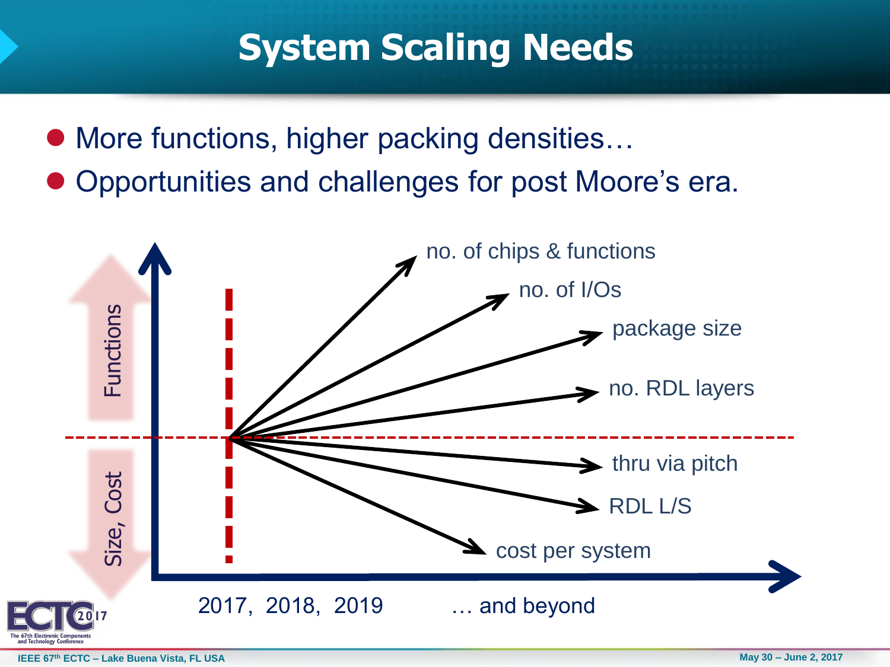# System Scaling Needs

- More functions, higher packing densities…
- Opportunities and challenges for post Moore's era.

Functions

Size, Cost

no. of chips & functions

no. of I/Os

package size

no. RDL layers

thru via pitch

RDL L/S

cost per system

2017, 2018, 2019 … and beyond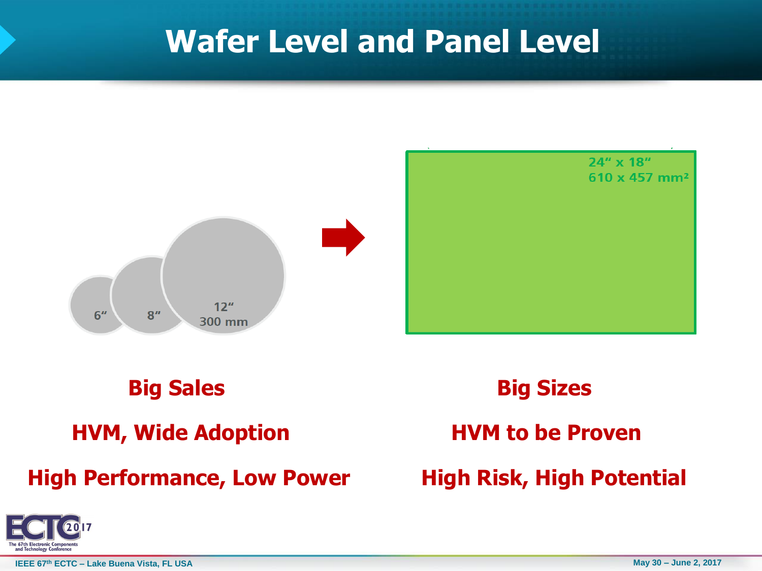# Wafer Level and Panel Level

6"

8"

12"
300 mm

24" x 18"
610 x 457 mm²

**Big Sales**

**HVM, Wide Adoption**

**High Performance, Low Power**

**Big Sizes**

**HVM to be Proven**

**High Risk, High Potential**